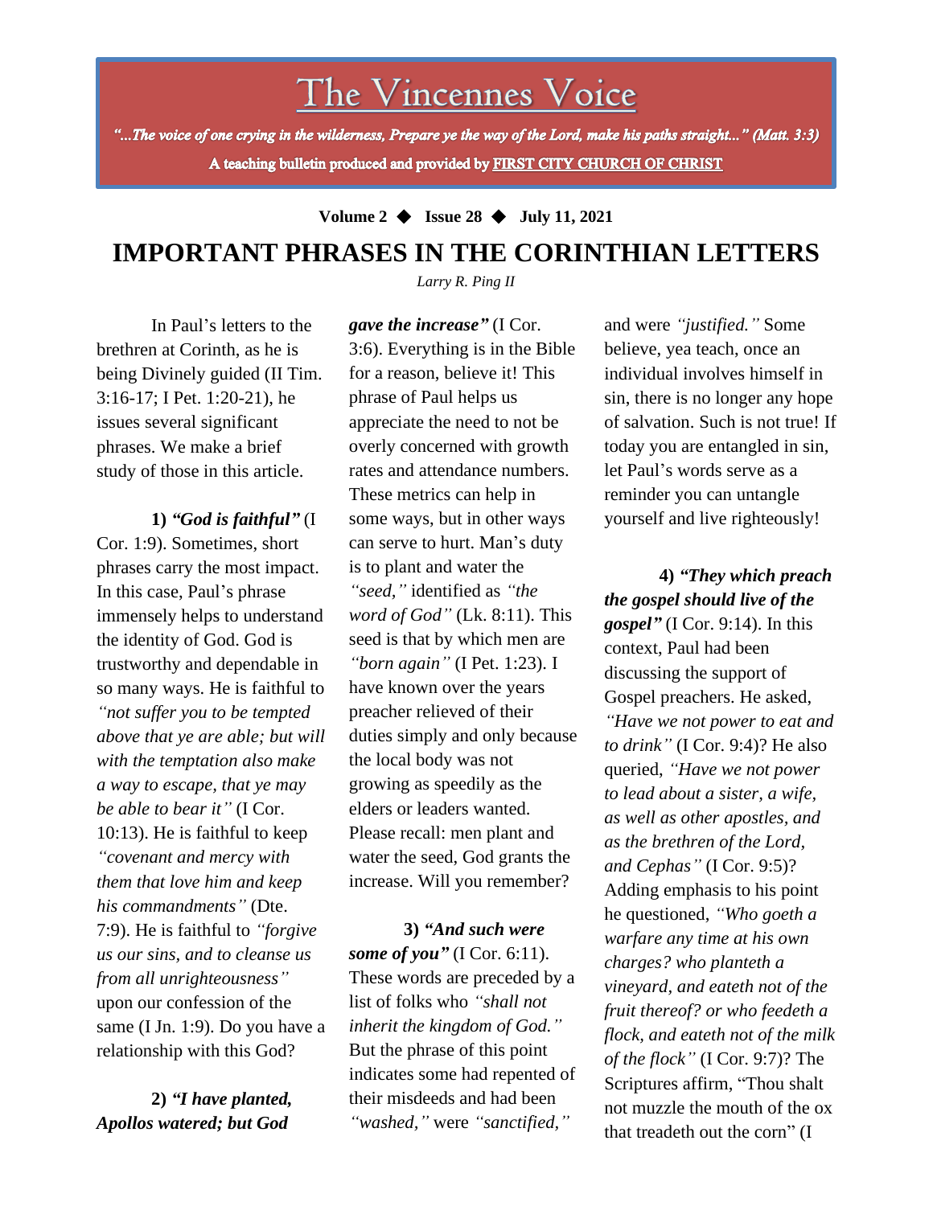# The Vincennes Voice

*"...The voice of one crying in the wilderness, Prepare ye the way of the Lord, make his paths straight..." (Matt. 3:3)*

**A teaching bulletin produced and provided by FIRST CITY CHURCH OF CHRIST**

**Volume 2 ◆ Issue 28 ◆ July 11, 2021**

## IMPORTANT PHRASES IN THE CORINTHIAN LETTERS

*Larry R. Ping II*

In Paul's letters to the brethren at Corinth, as he is being Divinely guided (II Tim. 3:16-17; I Pet. 1:20-21), he issues several significant phrases. We make a brief study of those in this article.

**1)** ***"God is faithful"*** (I Cor. 1:9). Sometimes, short phrases carry the most impact. In this case, Paul's phrase immensely helps to understand the identity of God. God is trustworthy and dependable in so many ways. He is faithful to *"not suffer you to be tempted above that ye are able; but will with the temptation also make a way to escape, that ye may be able to bear it"* (I Cor. 10:13). He is faithful to keep *"covenant and mercy with them that love him and keep his commandments"* (Dte. 7:9). He is faithful to *"forgive us our sins, and to cleanse us from all unrighteousness"* upon our confession of the same (I Jn. 1:9). Do you have a relationship with this God?

**2)** ***"I have planted, Apollos watered; but God gave the increase"*** (I Cor. 3:6). Everything is in the Bible for a reason, believe it! This phrase of Paul helps us appreciate the need to not be overly concerned with growth rates and attendance numbers. These metrics can help in some ways, but in other ways can serve to hurt. Man's duty is to plant and water the *"seed,"* identified as *"the word of God"* (Lk. 8:11). This seed is that by which men are *"born again"* (I Pet. 1:23). I have known over the years preacher relieved of their duties simply and only because the local body was not growing as speedily as the elders or leaders wanted. Please recall: men plant and water the seed, God grants the increase. Will you remember?

**3)** ***"And such were some of you"*** (I Cor. 6:11). These words are preceded by a list of folks who *"shall not inherit the kingdom of God."* But the phrase of this point indicates some had repented of their misdeeds and had been *"washed,"* were *"sanctified,"* and were *"justified."* Some believe, yea teach, once an individual involves himself in sin, there is no longer any hope of salvation. Such is not true! If today you are entangled in sin, let Paul's words serve as a reminder you can untangle yourself and live righteously!

**4)** ***"They which preach the gospel should live of the gospel"*** (I Cor. 9:14). In this context, Paul had been discussing the support of Gospel preachers. He asked, *"Have we not power to eat and to drink"* (I Cor. 9:4)? He also queried, *"Have we not power to lead about a sister, a wife, as well as other apostles, and as the brethren of the Lord, and Cephas"* (I Cor. 9:5)? Adding emphasis to his point he questioned, *"Who goeth a warfare any time at his own charges? who planteth a vineyard, and eateth not of the fruit thereof? or who feedeth a flock, and eateth not of the milk of the flock"* (I Cor. 9:7)? The Scriptures affirm, "Thou shalt not muzzle the mouth of the ox that treadeth out the corn" (I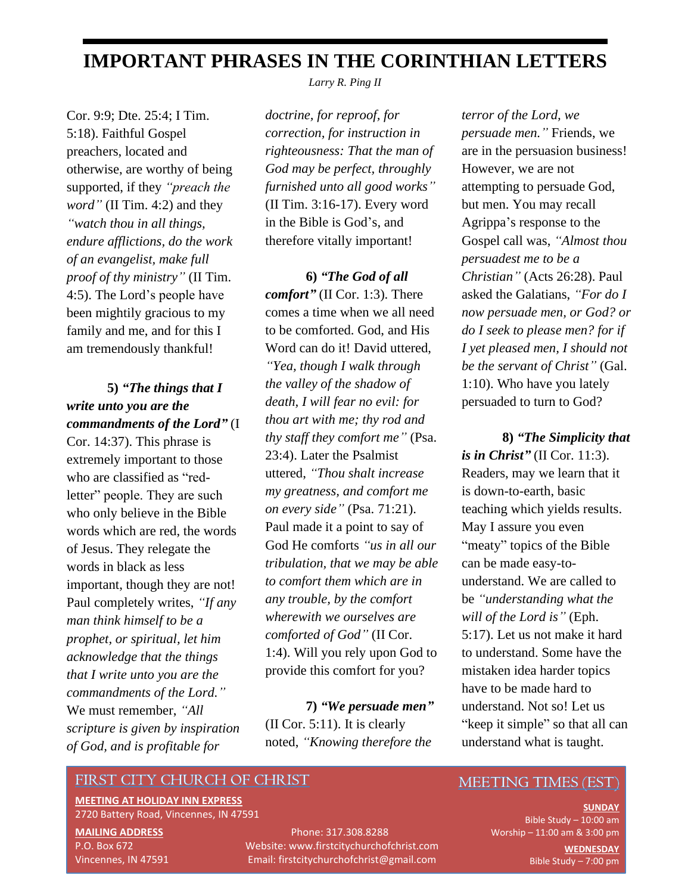# IMPORTANT PHRASES IN THE CORINTHIAN LETTERS

*Larry R. Ping II*

Cor. 9:9; Dte. 25:4; I Tim. 5:18). Faithful Gospel preachers, located and otherwise, are worthy of being supported, if they *"preach the word"* (II Tim. 4:2) and they *"watch thou in all things, endure afflictions, do the work of an evangelist, make full proof of thy ministry"* (II Tim. 4:5). The Lord's people have been mightily gracious to my family and me, and for this I am tremendously thankful!

**5)** ***"The things that I write unto you are the commandments of the Lord"*** (I Cor. 14:37). This phrase is extremely important to those who are classified as "red-letter" people. They are such who only believe in the Bible words which are red, the words of Jesus. They relegate the words in black as less important, though they are not! Paul completely writes, *"If any man think himself to be a prophet, or spiritual, let him acknowledge that the things that I write unto you are the commandments of the Lord."* We must remember, *"All scripture is given by inspiration of God, and is profitable for doctrine, for reproof, for correction, for instruction in righteousness: That the man of God may be perfect, throughly furnished unto all good works"* (II Tim. 3:16-17). Every word in the Bible is God's, and therefore vitally important!

**6)** ***"The God of all comfort"*** (II Cor. 1:3). There comes a time when we all need to be comforted. God, and His Word can do it! David uttered, *"Yea, though I walk through the valley of the shadow of death, I will fear no evil: for thou art with me; thy rod and thy staff they comfort me"* (Psa. 23:4). Later the Psalmist uttered, *"Thou shalt increase my greatness, and comfort me on every side"* (Psa. 71:21). Paul made it a point to say of God He comforts *"us in all our tribulation, that we may be able to comfort them which are in any trouble, by the comfort wherewith we ourselves are comforted of God"* (II Cor. 1:4). Will you rely upon God to provide this comfort for you?

**7)** ***"We persuade men"*** (II Cor. 5:11). It is clearly noted, *"Knowing therefore the terror of the Lord, we persuade men."* Friends, we are in the persuasion business! However, we are not attempting to persuade God, but men. You may recall Agrippa's response to the Gospel call was, *"Almost thou persuadest me to be a Christian"* (Acts 26:28). Paul asked the Galatians, *"For do I now persuade men, or God? or do I seek to please men? for if I yet pleased men, I should not be the servant of Christ"* (Gal. 1:10). Who have you lately persuaded to turn to God?

**8)** ***"The Simplicity that is in Christ"*** (II Cor. 11:3). Readers, may we learn that it is down-to-earth, basic teaching which yields results. May I assure you even "meaty" topics of the Bible can be made easy-to-understand. We are called to be *"understanding what the will of the Lord is"* (Eph. 5:17). Let us not make it hard to understand. Some have the mistaken idea harder topics have to be made hard to understand. Not so! Let us "keep it simple" so that all can understand what is taught.

---

## FIRST CITY CHURCH OF CHRIST

**MEETING AT HOLIDAY INN EXPRESS**
2720 Battery Road, Vincennes, IN 47591

**MAILING ADDRESS**
P.O. Box 672
Vincennes, IN 47591

Phone: 317.308.8288
Website: www.firstcitychurchofchrist.com
Email: firstcitychurchofchrist@gmail.com

## MEETING TIMES (EST)

**SUNDAY**
Bible Study – 10:00 am
Worship – 11:00 am & 3:00 pm

**WEDNESDAY**
Bible Study – 7:00 pm